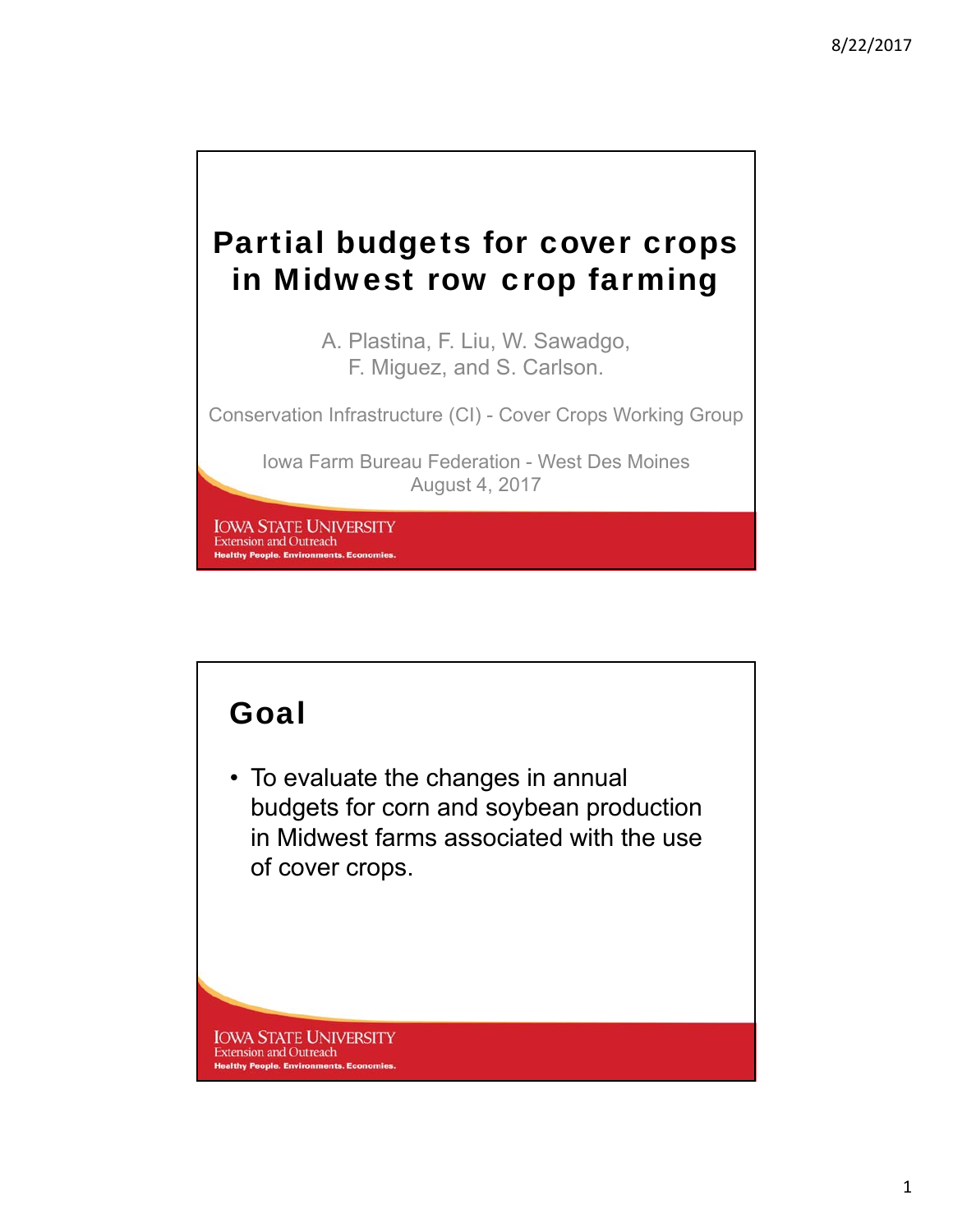# Partial budgets for cover crops in Midwest row crop farming

A. Plastina, F. Liu, W. Sawadgo, F. Miguez, and S. Carlson.

Conservation Infrastructure (CI) - Cover Crops Working Group

Iowa Farm Bureau Federation - West Des Moines
August 4, 2017

IOWA STATE UNIVERSITY
Extension and Outreach
Healthy People. Environments. Economies.

## Goal

- To evaluate the changes in annual budgets for corn and soybean production in Midwest farms associated with the use of cover crops.

IOWA STATE UNIVERSITY
Extension and Outreach
Healthy People. Environments. Economies.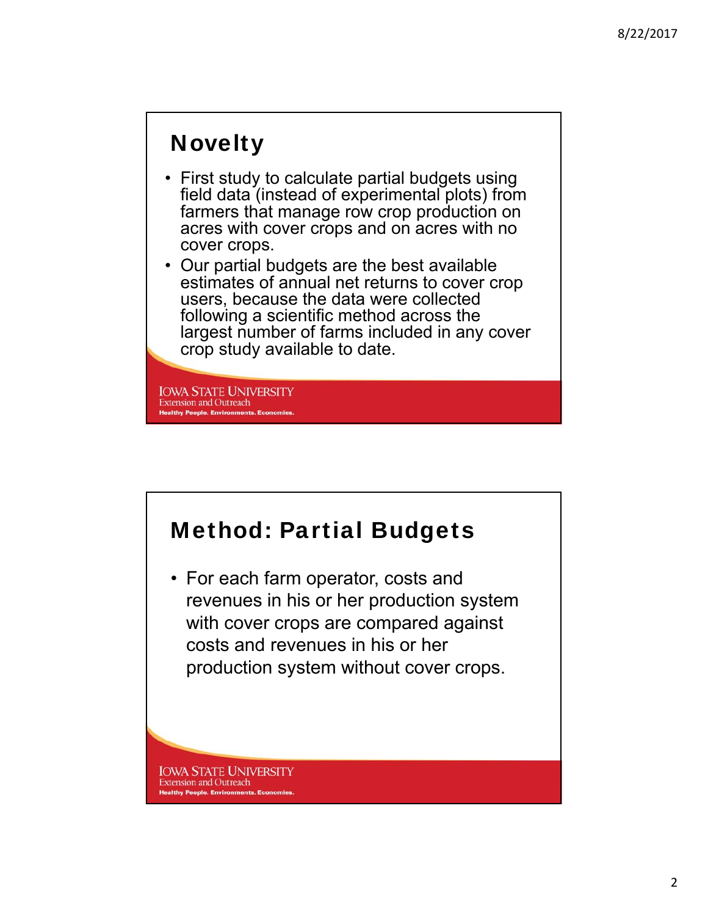## Novelty

- First study to calculate partial budgets using field data (instead of experimental plots) from farmers that manage row crop production on acres with cover crops and on acres with no cover crops.
- Our partial budgets are the best available estimates of annual net returns to cover crop users, because the data were collected following a scientific method across the largest number of farms included in any cover crop study available to date.

## Method: Partial Budgets

- For each farm operator, costs and revenues in his or her production system with cover crops are compared against costs and revenues in his or her production system without cover crops.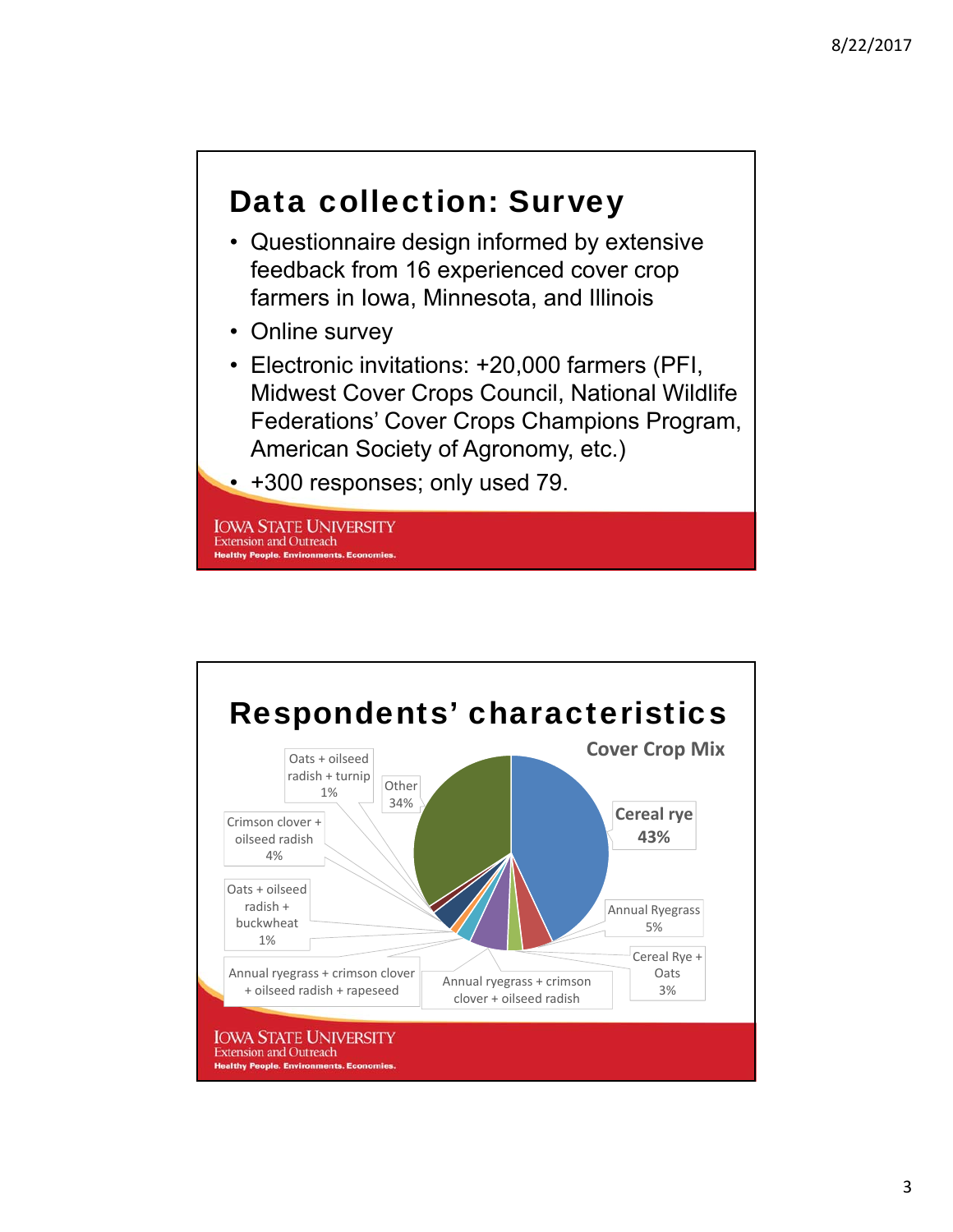## Data collection: Survey

- Questionnaire design informed by extensive feedback from 16 experienced cover crop farmers in Iowa, Minnesota, and Illinois
- Online survey
- Electronic invitations: +20,000 farmers (PFI, Midwest Cover Crops Council, National Wildlife Federations' Cover Crops Champions Program, American Society of Agronomy, etc.)
- +300 responses; only used 79.

IOWA STATE UNIVERSITY
Extension and Outreach
Healthy People. Environments. Economies.

## Respondents' characteristics

**Cover Crop Mix**

- Cereal rye 43%
- Annual Ryegrass 5%
- Cereal Rye + Oats 3%
- Annual ryegrass + crimson clover + oilseed radish
- Annual ryegrass + crimson clover + oilseed radish + rapeseed
- Oats + oilseed radish + buckwheat 1%
- Crimson clover + oilseed radish 4%
- Oats + oilseed radish + turnip 1%
- Other 34%

IOWA STATE UNIVERSITY
Extension and Outreach
Healthy People. Environments. Economies.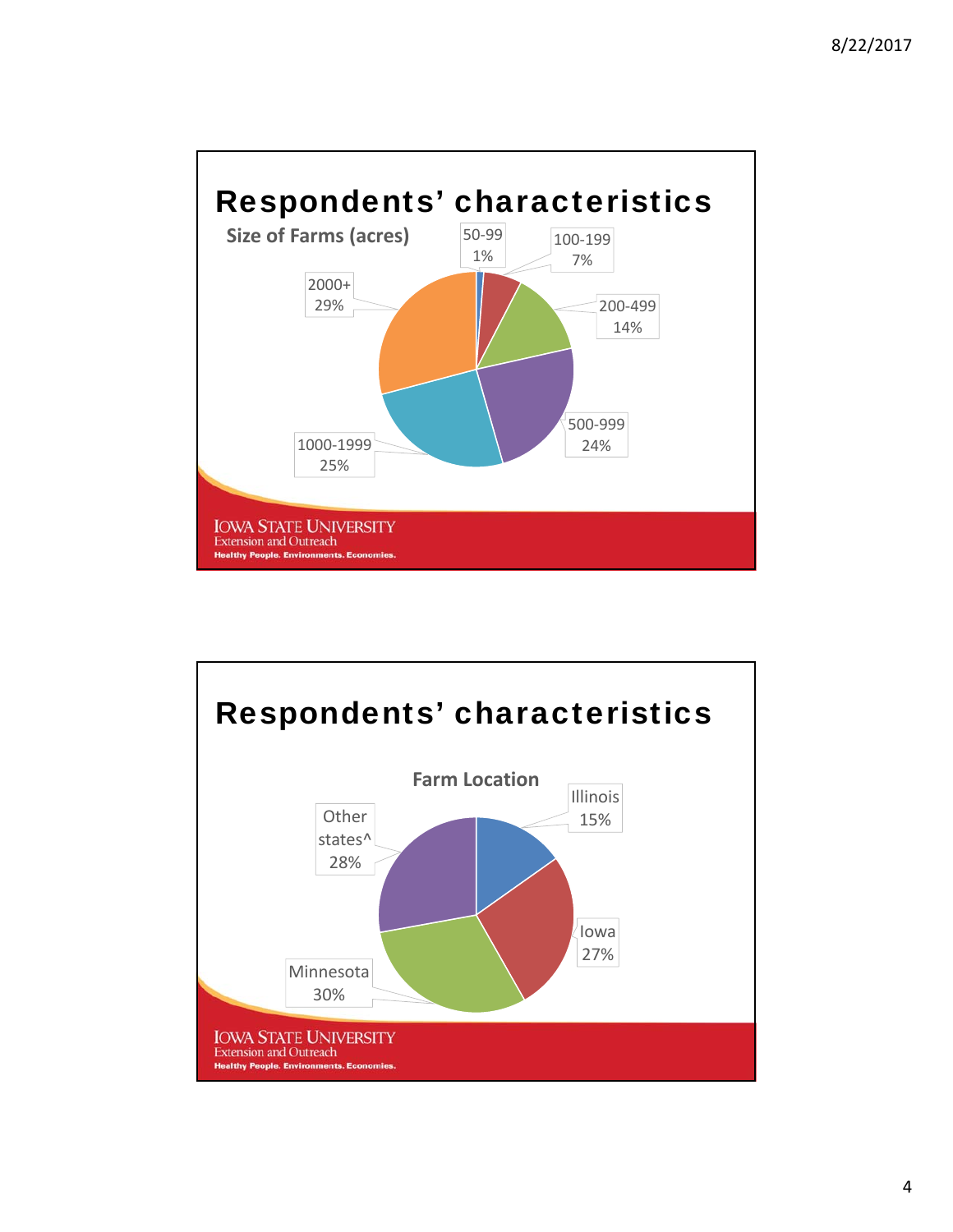# Respondents' characteristics

**Size of Farms (acres)**

| Size (acres) | Percent |
|---|---|
| 50-99 | 1% |
| 100-199 | 7% |
| 200-499 | 14% |
| 500-999 | 24% |
| 1000-1999 | 25% |
| 2000+ | 29% |

IOWA STATE UNIVERSITY
Extension and Outreach
Healthy People. Environments. Economies.

# Respondents' characteristics

**Farm Location**

| Location | Percent |
|---|---|
| Illinois | 15% |
| Iowa | 27% |
| Minnesota | 30% |
| Other states^ | 28% |

IOWA STATE UNIVERSITY
Extension and Outreach
Healthy People. Environments. Economies.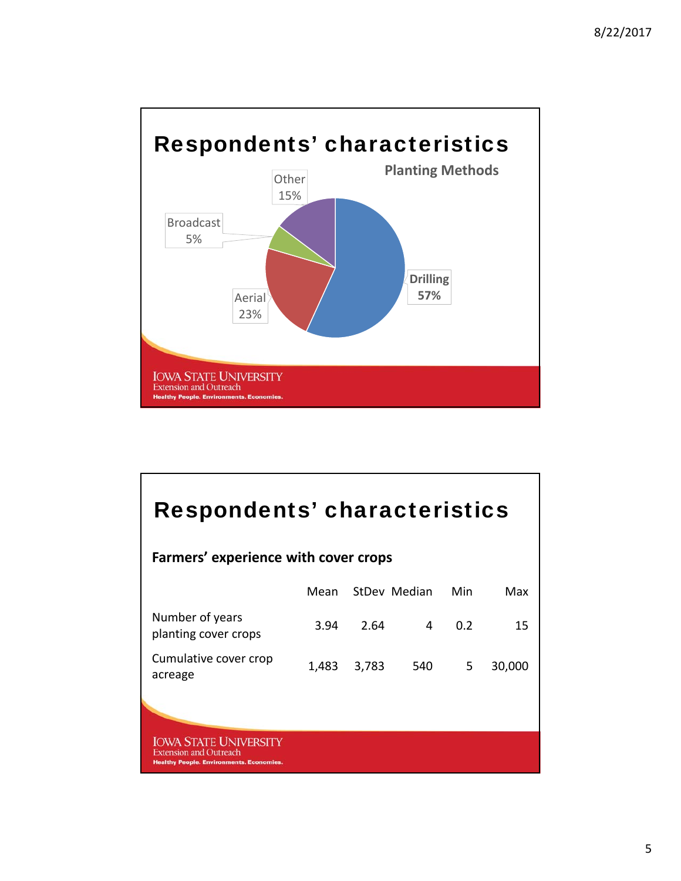# Respondents' characteristics

### Planting Methods

- Drilling 57%
- Aerial 23%
- Other 15%
- Broadcast 5%

# Respondents' characteristics

**Farmers' experience with cover crops**

| | Mean | StDev | Median | Min | Max |
|---|---|---|---|---|---|
| Number of years planting cover crops | 3.94 | 2.64 | 4 | 0.2 | 15 |
| Cumulative cover crop acreage | 1,483 | 3,783 | 540 | 5 | 30,000 |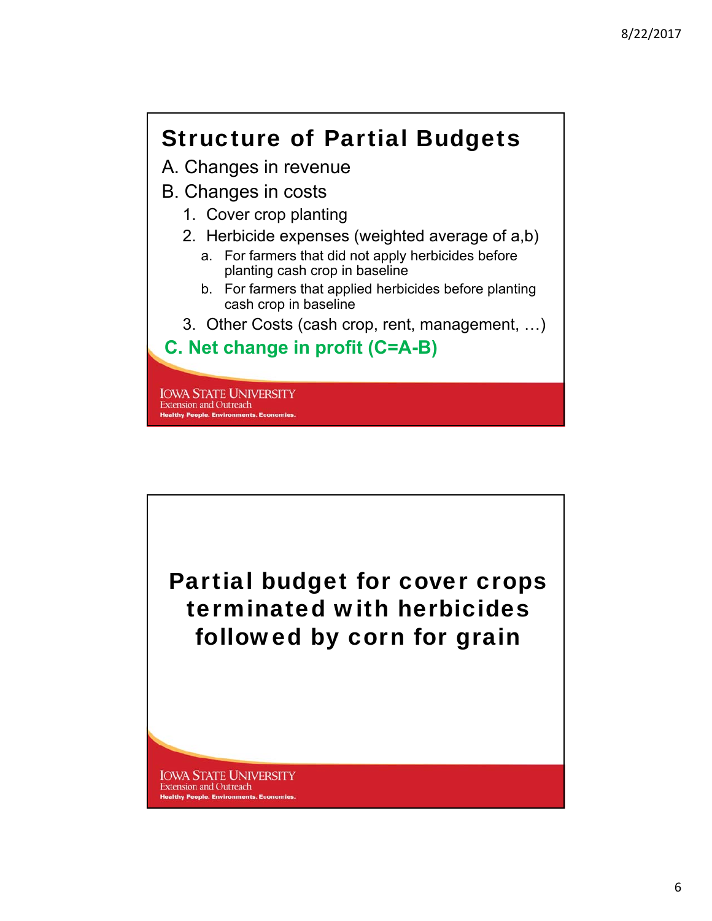## Structure of Partial Budgets

A. Changes in revenue

B. Changes in costs

1. Cover crop planting
2. Herbicide expenses (weighted average of a,b)
   a. For farmers that did not apply herbicides before planting cash crop in baseline
   b. For farmers that applied herbicides before planting cash crop in baseline
3. Other Costs (cash crop, rent, management, …)

**C. Net change in profit (C=A-B)**

IOWA STATE UNIVERSITY
Extension and Outreach
Healthy People. Environments. Economies.

## Partial budget for cover crops terminated with herbicides followed by corn for grain

IOWA STATE UNIVERSITY
Extension and Outreach
Healthy People. Environments. Economies.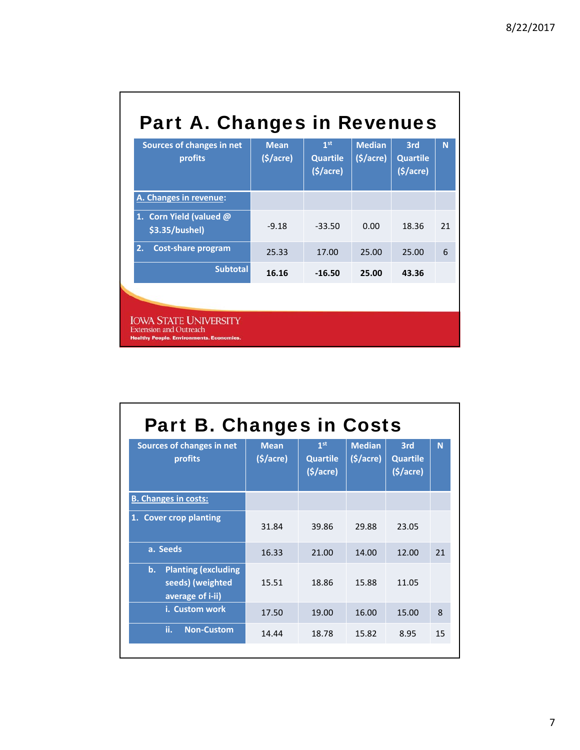## Part A. Changes in Revenues

| Sources of changes in net profits | Mean ($/acre) | 1st Quartile ($/acre) | Median ($/acre) | 3rd Quartile ($/acre) | N |
|---|---|---|---|---|---|
| A. Changes in revenue: | | | | | |
| 1. Corn Yield (valued @ $3.35/bushel) | -9.18 | -33.50 | 0.00 | 18.36 | 21 |
| 2. Cost-share program | 25.33 | 17.00 | 25.00 | 25.00 | 6 |
| Subtotal | **16.16** | **-16.50** | **25.00** | **43.36** | |

IOWA STATE UNIVERSITY
Extension and Outreach
Healthy People. Environments. Economies.

## Part B. Changes in Costs

| Sources of changes in net profits | Mean ($/acre) | 1st Quartile ($/acre) | Median ($/acre) | 3rd Quartile ($/acre) | N |
|---|---|---|---|---|---|
| B. Changes in costs: | | | | | |
| 1. Cover crop planting | 31.84 | 39.86 | 29.88 | 23.05 | |
| a. Seeds | 16.33 | 21.00 | 14.00 | 12.00 | 21 |
| b. Planting (excluding seeds) (weighted average of i-ii) | 15.51 | 18.86 | 15.88 | 11.05 | |
| i. Custom work | 17.50 | 19.00 | 16.00 | 15.00 | 8 |
| ii. Non-Custom | 14.44 | 18.78 | 15.82 | 8.95 | 15 |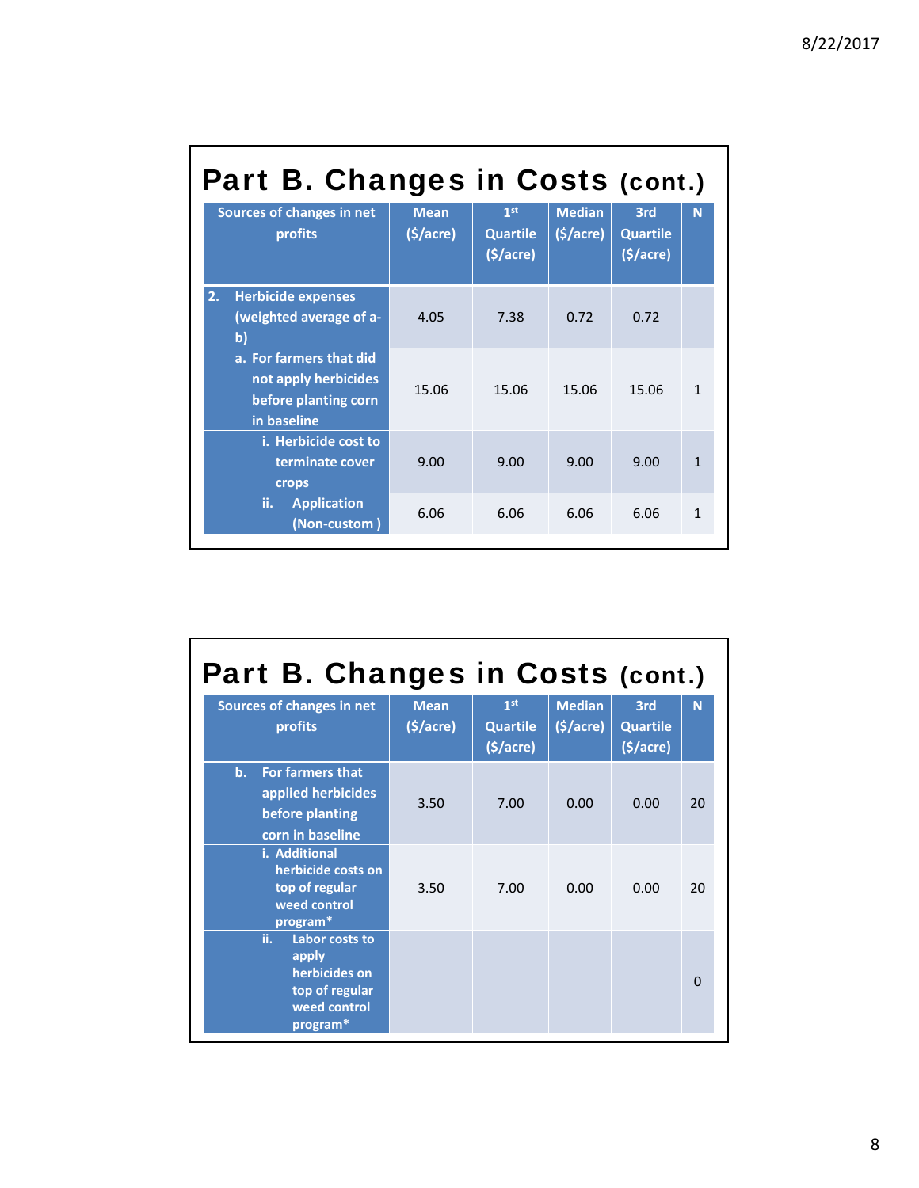## Part B. Changes in Costs (cont.)

| Sources of changes in net profits | Mean ($/acre) | 1st Quartile ($/acre) | Median ($/acre) | 3rd Quartile ($/acre) | N |
|---|---|---|---|---|---|
| 2. Herbicide expenses (weighted average of a-b) | 4.05 | 7.38 | 0.72 | 0.72 | |
| a. For farmers that did not apply herbicides before planting corn in baseline | 15.06 | 15.06 | 15.06 | 15.06 | 1 |
| i. Herbicide cost to terminate cover crops | 9.00 | 9.00 | 9.00 | 9.00 | 1 |
| ii. Application (Non-custom ) | 6.06 | 6.06 | 6.06 | 6.06 | 1 |

## Part B. Changes in Costs (cont.)

| Sources of changes in net profits | Mean ($/acre) | 1st Quartile ($/acre) | Median ($/acre) | 3rd Quartile ($/acre) | N |
|---|---|---|---|---|---|
| b. For farmers that applied herbicides before planting corn in baseline | 3.50 | 7.00 | 0.00 | 0.00 | 20 |
| i. Additional herbicide costs on top of regular weed control program* | 3.50 | 7.00 | 0.00 | 0.00 | 20 |
| ii. Labor costs to apply herbicides on top of regular weed control program* | | | | | 0 |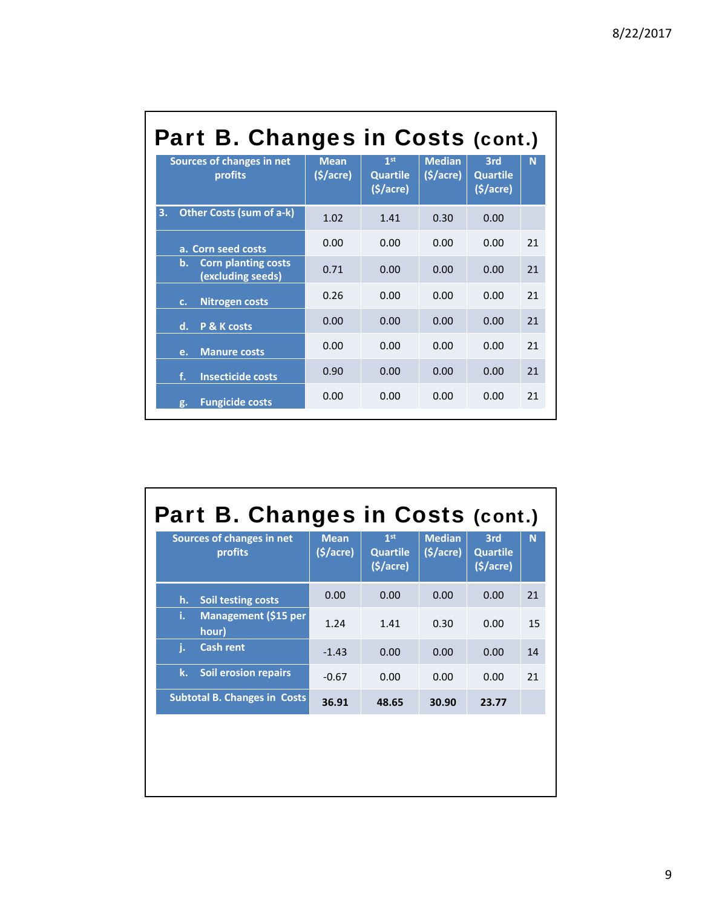## Part B. Changes in Costs (cont.)

| Sources of changes in net profits | Mean ($/acre) | 1st Quartile ($/acre) | Median ($/acre) | 3rd Quartile ($/acre) | N |
|---|---|---|---|---|---|
| 3. Other Costs (sum of a-k) | 1.02 | 1.41 | 0.30 | 0.00 | |
| a. Corn seed costs | 0.00 | 0.00 | 0.00 | 0.00 | 21 |
| b. Corn planting costs (excluding seeds) | 0.71 | 0.00 | 0.00 | 0.00 | 21 |
| c. Nitrogen costs | 0.26 | 0.00 | 0.00 | 0.00 | 21 |
| d. P & K costs | 0.00 | 0.00 | 0.00 | 0.00 | 21 |
| e. Manure costs | 0.00 | 0.00 | 0.00 | 0.00 | 21 |
| f. Insecticide costs | 0.90 | 0.00 | 0.00 | 0.00 | 21 |
| g. Fungicide costs | 0.00 | 0.00 | 0.00 | 0.00 | 21 |

## Part B. Changes in Costs (cont.)

| Sources of changes in net profits | Mean ($/acre) | 1st Quartile ($/acre) | Median ($/acre) | 3rd Quartile ($/acre) | N |
|---|---|---|---|---|---|
| h. Soil testing costs | 0.00 | 0.00 | 0.00 | 0.00 | 21 |
| i. Management ($15 per hour) | 1.24 | 1.41 | 0.30 | 0.00 | 15 |
| j. Cash rent | -1.43 | 0.00 | 0.00 | 0.00 | 14 |
| k. Soil erosion repairs | -0.67 | 0.00 | 0.00 | 0.00 | 21 |
| Subtotal B. Changes in Costs | **36.91** | **48.65** | **30.90** | **23.77** | |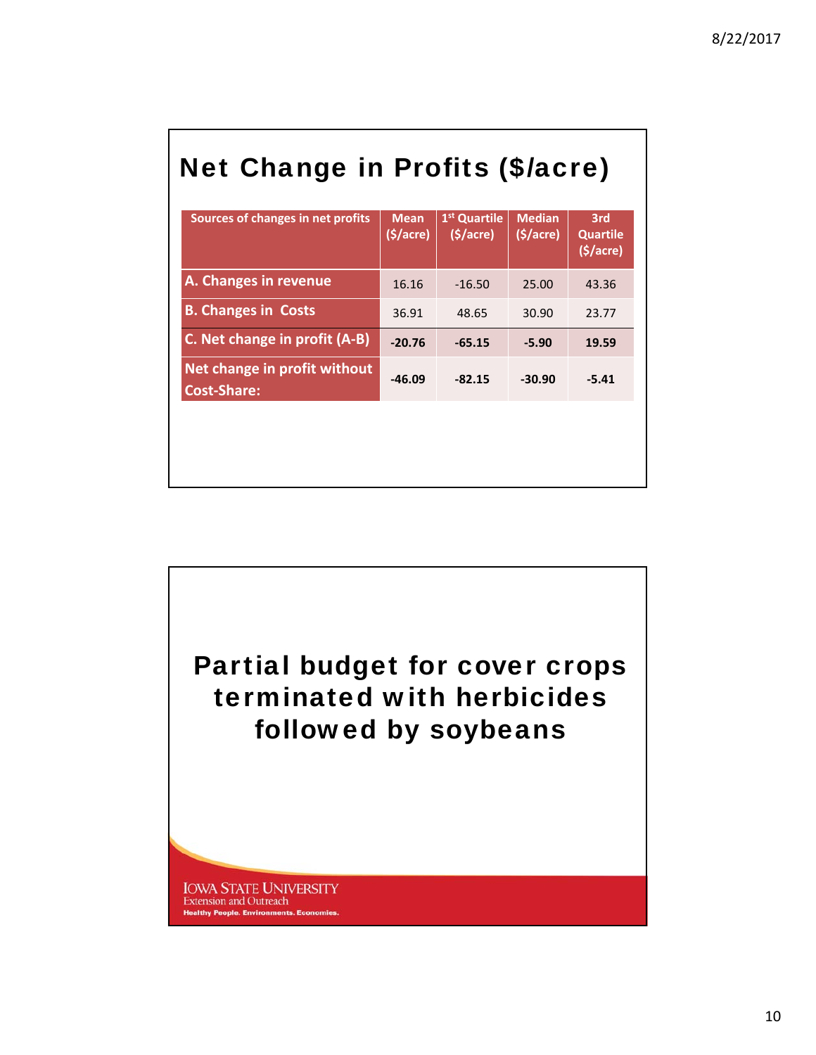## Net Change in Profits ($/acre)

| Sources of changes in net profits | Mean ($/acre) | 1st Quartile ($/acre) | Median ($/acre) | 3rd Quartile ($/acre) |
|---|---|---|---|---|
| A. Changes in revenue | 16.16 | -16.50 | 25.00 | 43.36 |
| B. Changes in Costs | 36.91 | 48.65 | 30.90 | 23.77 |
| C. Net change in profit (A-B) | **-20.76** | **-65.15** | **-5.90** | **19.59** |
| Net change in profit without Cost-Share: | **-46.09** | **-82.15** | **-30.90** | **-5.41** |

## Partial budget for cover crops terminated with herbicides followed by soybeans

IOWA STATE UNIVERSITY
Extension and Outreach
Healthy People. Environments. Economies.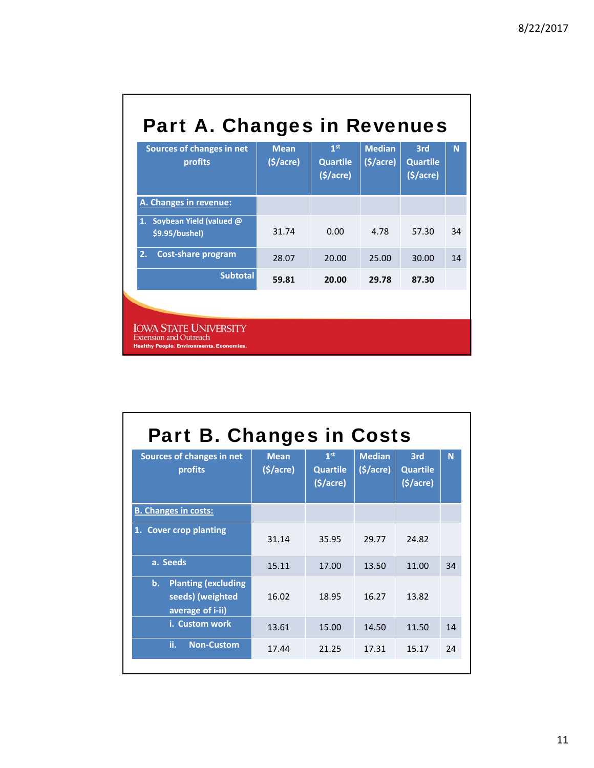## Part A. Changes in Revenues

| Sources of changes in net profits | Mean ($/acre) | 1st Quartile ($/acre) | Median ($/acre) | 3rd Quartile ($/acre) | N |
|---|---|---|---|---|---|
| **A. Changes in revenue:** | | | | | |
| 1. Soybean Yield (valued @ $9.95/bushel) | 31.74 | 0.00 | 4.78 | 57.30 | 34 |
| 2. Cost-share program | 28.07 | 20.00 | 25.00 | 30.00 | 14 |
| **Subtotal** | **59.81** | **20.00** | **29.78** | **87.30** | |

IOWA STATE UNIVERSITY
Extension and Outreach
Healthy People. Environments. Economies.

## Part B. Changes in Costs

| Sources of changes in net profits | Mean ($/acre) | 1st Quartile ($/acre) | Median ($/acre) | 3rd Quartile ($/acre) | N |
|---|---|---|---|---|---|
| **B. Changes in costs:** | | | | | |
| 1. Cover crop planting | 31.14 | 35.95 | 29.77 | 24.82 | |
| a. Seeds | 15.11 | 17.00 | 13.50 | 11.00 | 34 |
| b. Planting (excluding seeds) (weighted average of i-ii) | 16.02 | 18.95 | 16.27 | 13.82 | |
| i. Custom work | 13.61 | 15.00 | 14.50 | 11.50 | 14 |
| ii. Non-Custom | 17.44 | 21.25 | 17.31 | 15.17 | 24 |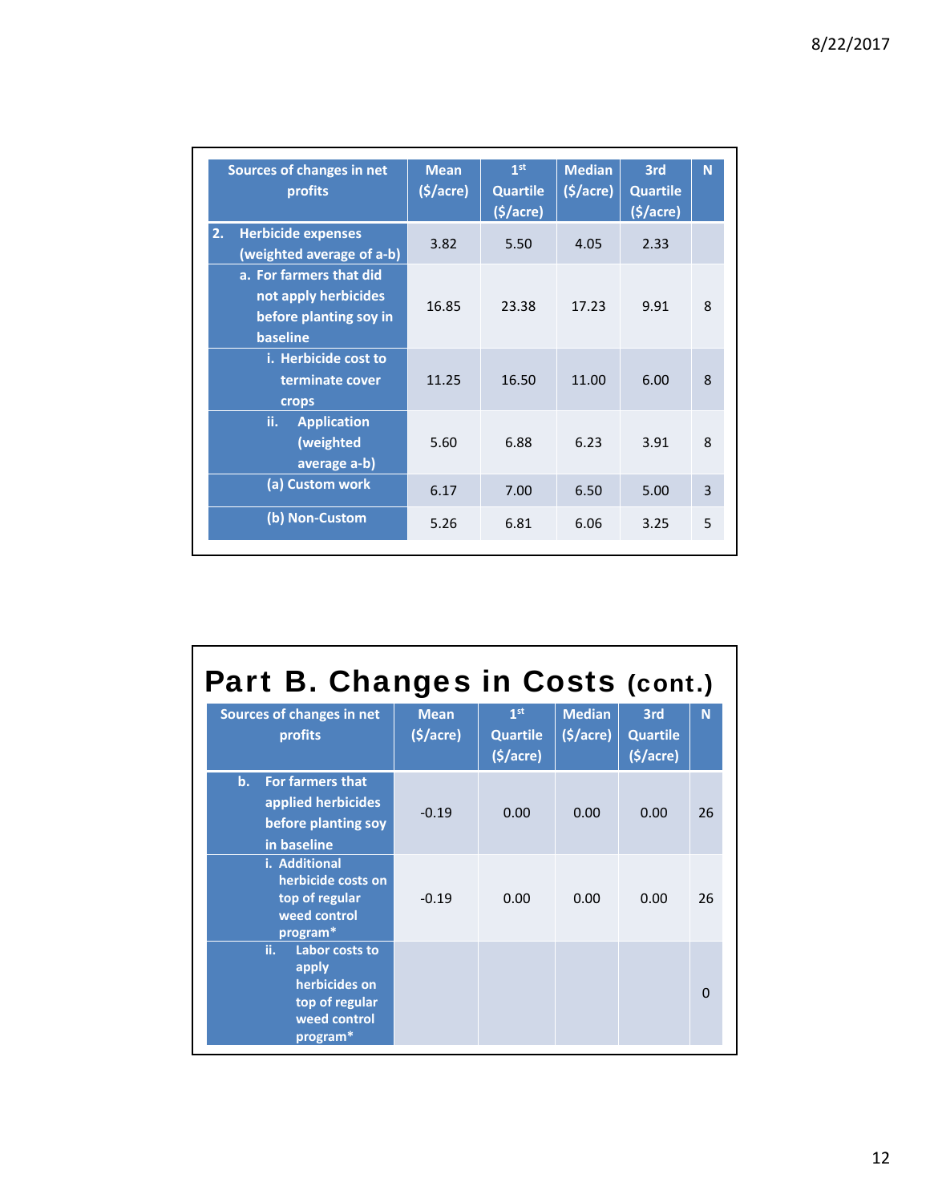| Sources of changes in net profits | Mean ($/acre) | 1st Quartile ($/acre) | Median ($/acre) | 3rd Quartile ($/acre) | N |
|---|---|---|---|---|---|
| 2. Herbicide expenses (weighted average of a-b) | 3.82 | 5.50 | 4.05 | 2.33 | |
| a. For farmers that did not apply herbicides before planting soy in baseline | 16.85 | 23.38 | 17.23 | 9.91 | 8 |
| i. Herbicide cost to terminate cover crops | 11.25 | 16.50 | 11.00 | 6.00 | 8 |
| ii. Application (weighted average a-b) | 5.60 | 6.88 | 6.23 | 3.91 | 8 |
| (a) Custom work | 6.17 | 7.00 | 6.50 | 5.00 | 3 |
| (b) Non-Custom | 5.26 | 6.81 | 6.06 | 3.25 | 5 |

## Part B. Changes in Costs (cont.)

| Sources of changes in net profits | Mean ($/acre) | 1st Quartile ($/acre) | Median ($/acre) | 3rd Quartile ($/acre) | N |
|---|---|---|---|---|---|
| b. For farmers that applied herbicides before planting soy in baseline | -0.19 | 0.00 | 0.00 | 0.00 | 26 |
| i. Additional herbicide costs on top of regular weed control program* | -0.19 | 0.00 | 0.00 | 0.00 | 26 |
| ii. Labor costs to apply herbicides on top of regular weed control program* | | | | | 0 |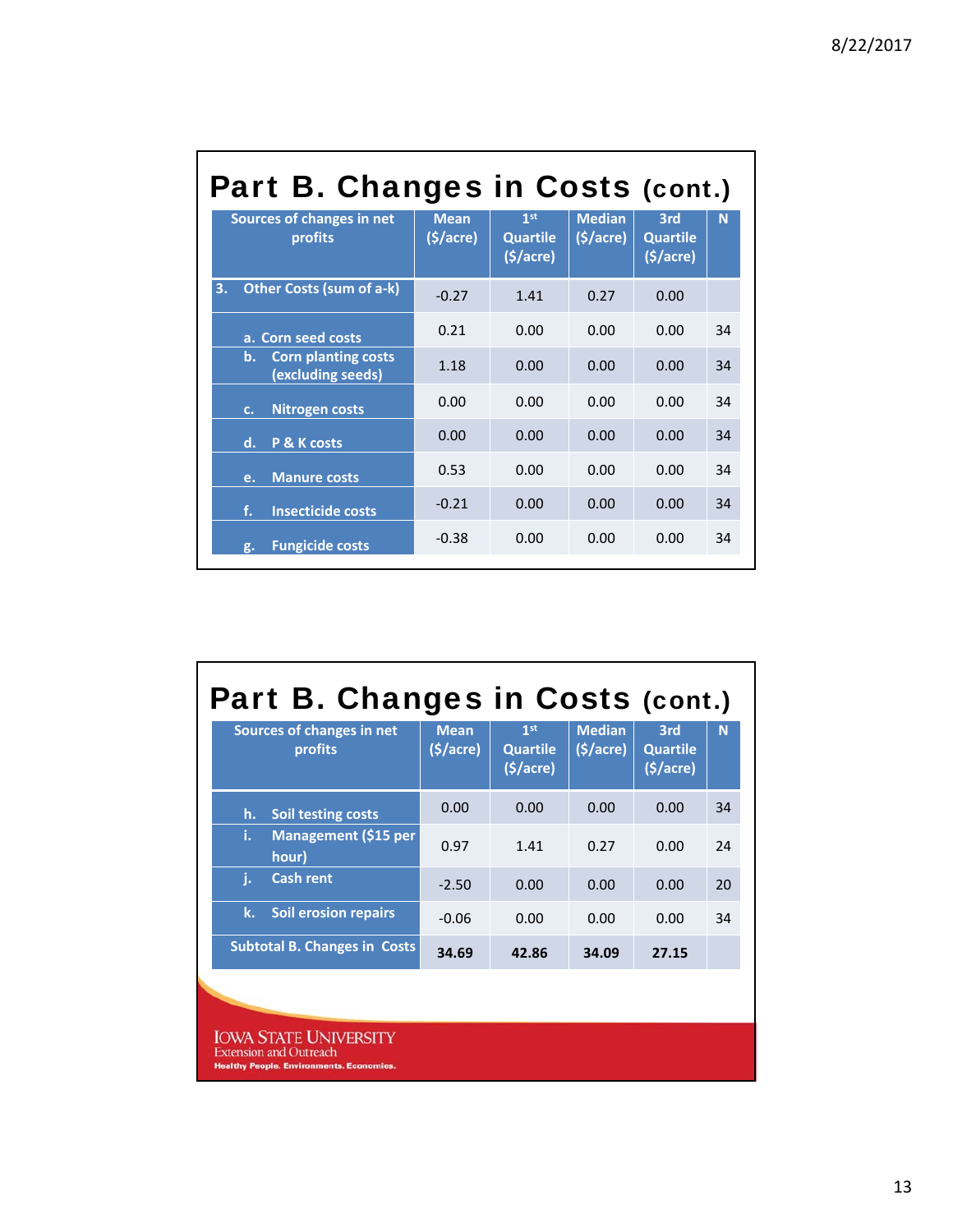## Part B. Changes in Costs (cont.)

| Sources of changes in net profits | Mean ($/acre) | 1st Quartile ($/acre) | Median ($/acre) | 3rd Quartile ($/acre) | N |
|---|---|---|---|---|---|
| 3. Other Costs (sum of a-k) | -0.27 | 1.41 | 0.27 | 0.00 | |
| a. Corn seed costs | 0.21 | 0.00 | 0.00 | 0.00 | 34 |
| b. Corn planting costs (excluding seeds) | 1.18 | 0.00 | 0.00 | 0.00 | 34 |
| c. Nitrogen costs | 0.00 | 0.00 | 0.00 | 0.00 | 34 |
| d. P & K costs | 0.00 | 0.00 | 0.00 | 0.00 | 34 |
| e. Manure costs | 0.53 | 0.00 | 0.00 | 0.00 | 34 |
| f. Insecticide costs | -0.21 | 0.00 | 0.00 | 0.00 | 34 |
| g. Fungicide costs | -0.38 | 0.00 | 0.00 | 0.00 | 34 |

## Part B. Changes in Costs (cont.)

| Sources of changes in net profits | Mean ($/acre) | 1st Quartile ($/acre) | Median ($/acre) | 3rd Quartile ($/acre) | N |
|---|---|---|---|---|---|
| h. Soil testing costs | 0.00 | 0.00 | 0.00 | 0.00 | 34 |
| i. Management ($15 per hour) | 0.97 | 1.41 | 0.27 | 0.00 | 24 |
| j. Cash rent | -2.50 | 0.00 | 0.00 | 0.00 | 20 |
| k. Soil erosion repairs | -0.06 | 0.00 | 0.00 | 0.00 | 34 |
| **Subtotal B. Changes in Costs** | **34.69** | **42.86** | **34.09** | **27.15** | |

IOWA STATE UNIVERSITY
Extension and Outreach
Healthy People. Environments. Economies.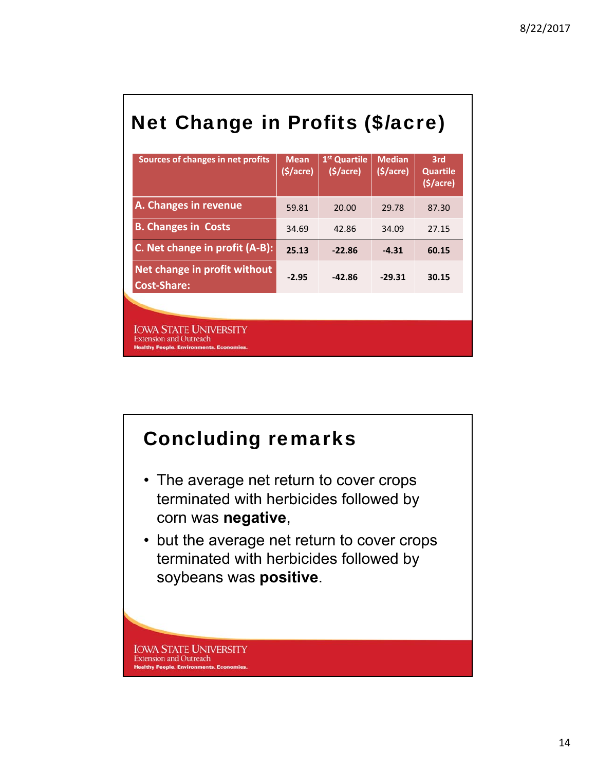## Net Change in Profits ($/acre)

| Sources of changes in net profits | Mean ($/acre) | 1st Quartile ($/acre) | Median ($/acre) | 3rd Quartile ($/acre) |
|---|---|---|---|---|
| A. Changes in revenue | 59.81 | 20.00 | 29.78 | 87.30 |
| B. Changes in Costs | 34.69 | 42.86 | 34.09 | 27.15 |
| C. Net change in profit (A-B): | **25.13** | **-22.86** | **-4.31** | **60.15** |
| Net change in profit without Cost-Share: | **-2.95** | **-42.86** | **-29.31** | **30.15** |

## Concluding remarks

- The average net return to cover crops terminated with herbicides followed by corn was **negative**,
- but the average net return to cover crops terminated with herbicides followed by soybeans was **positive**.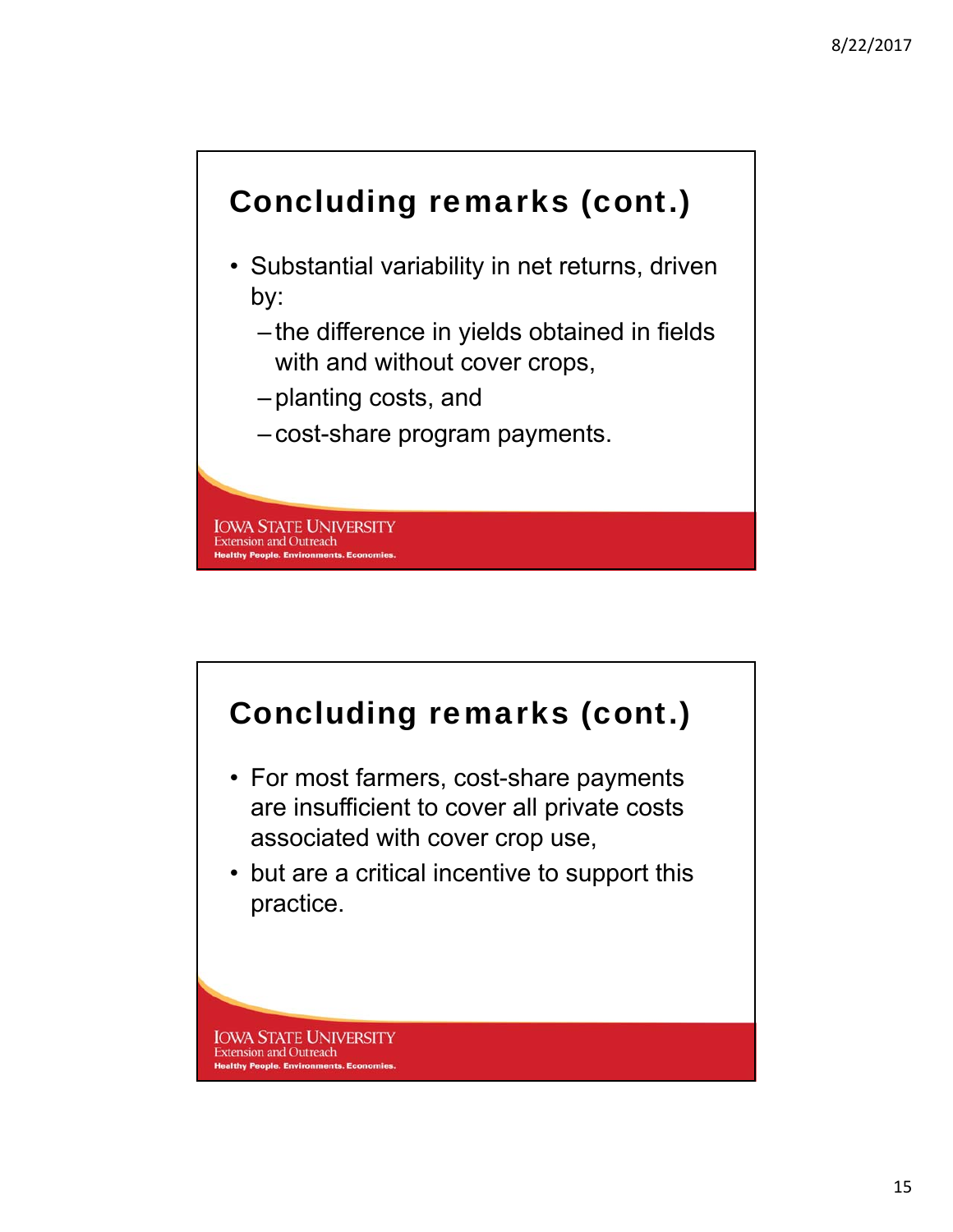## Concluding remarks (cont.)

- Substantial variability in net returns, driven by:
  - the difference in yields obtained in fields with and without cover crops,
  - planting costs, and
  - cost-share program payments.

IOWA STATE UNIVERSITY
Extension and Outreach
Healthy People. Environments. Economies.

## Concluding remarks (cont.)

- For most farmers, cost-share payments are insufficient to cover all private costs associated with cover crop use,
- but are a critical incentive to support this practice.

IOWA STATE UNIVERSITY
Extension and Outreach
Healthy People. Environments. Economies.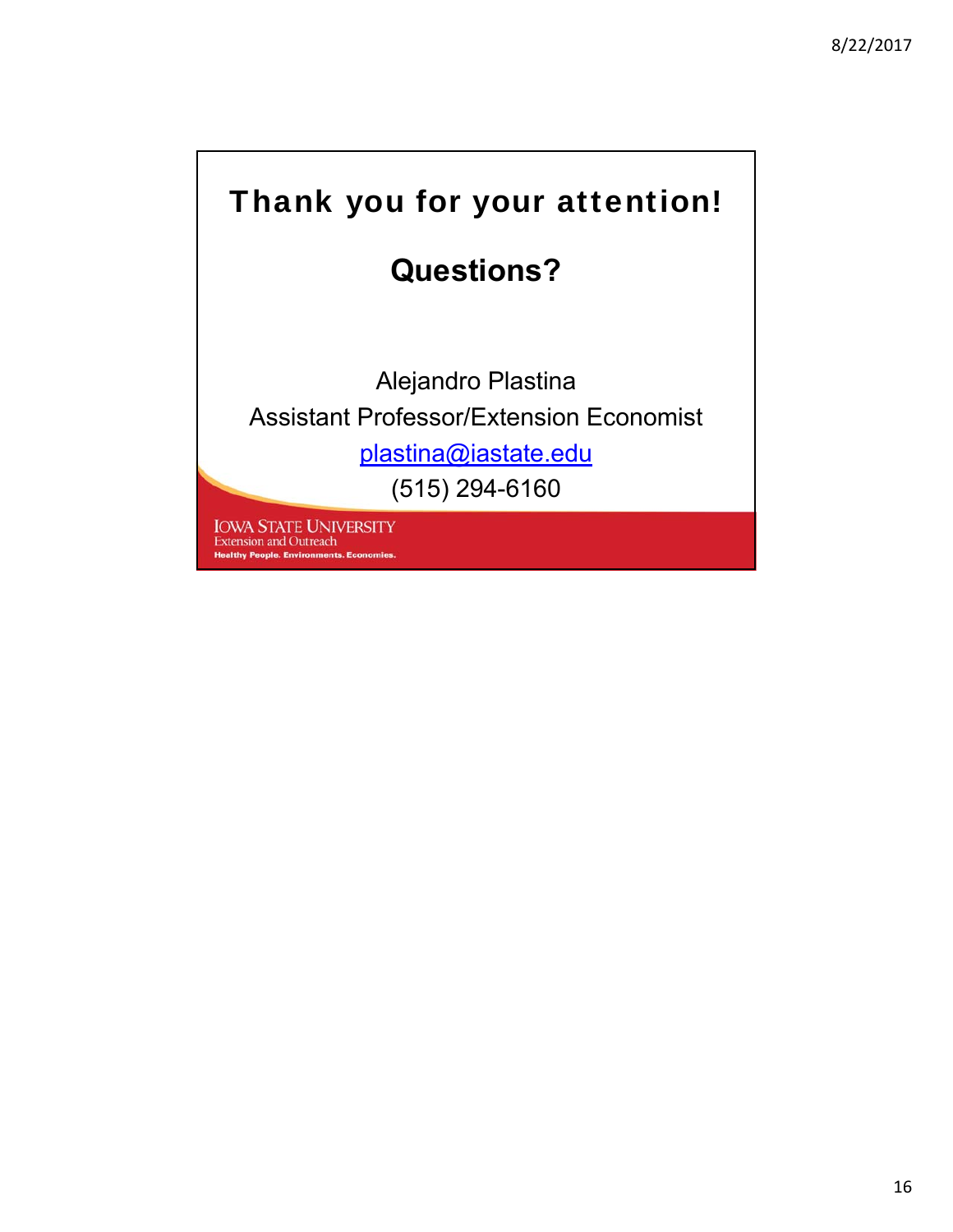# Thank you for your attention!

## Questions?

Alejandro Plastina
Assistant Professor/Extension Economist
plastina@iastate.edu
(515) 294-6160

IOWA STATE UNIVERSITY
Extension and Outreach
Healthy People. Environments. Economies.